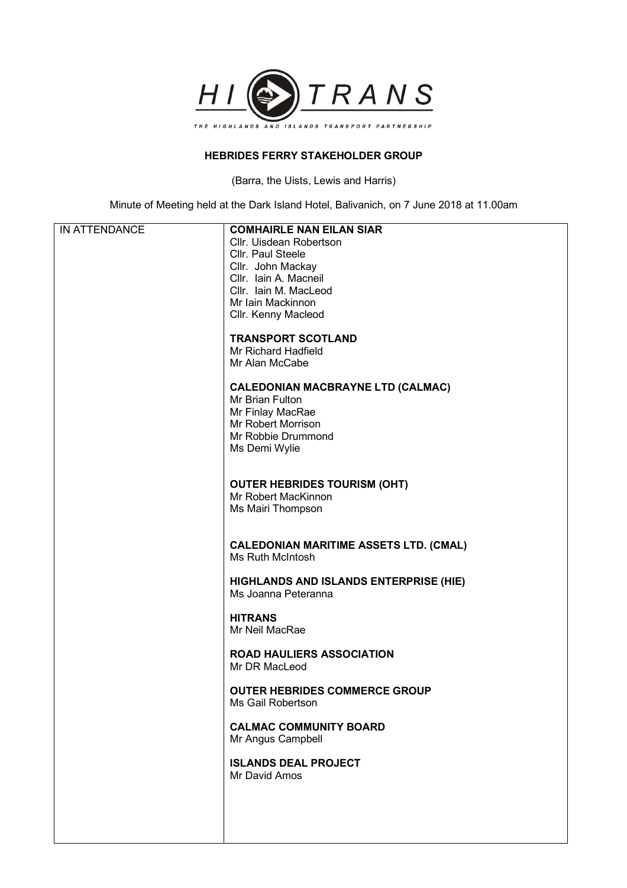HI TRANS

THE HIGHLANDS AND ISLANDS TRANSPORT PARTNERSHIP

# HEBRIDES FERRY STAKEHOLDER GROUP

(Barra, the Uists, Lewis and Harris)

Minute of Meeting held at the Dark Island Hotel, Balivanich, on 7 June 2018 at 11.00am

| IN ATTENDANCE | **COMHAIRLE NAN EILAN SIAR**<br>Cllr. Uisdean Robertson<br>Cllr. Paul Steele<br>Cllr. John Mackay<br>Cllr. Iain A. Macneil<br>Cllr. Iain M. MacLeod<br>Mr Iain Mackinnon<br>Cllr. Kenny Macleod<br><br>**TRANSPORT SCOTLAND**<br>Mr Richard Hadfield<br>Mr Alan McCabe<br><br>**CALEDONIAN MACBRAYNE LTD (CALMAC)**<br>Mr Brian Fulton<br>Mr Finlay MacRae<br>Mr Robert Morrison<br>Mr Robbie Drummond<br>Ms Demi Wylie<br><br>**OUTER HEBRIDES TOURISM (OHT)**<br>Mr Robert MacKinnon<br>Ms Mairi Thompson<br><br>**CALEDONIAN MARITIME ASSETS LTD. (CMAL)**<br>Ms Ruth McIntosh<br><br>**HIGHLANDS AND ISLANDS ENTERPRISE (HIE)**<br>Ms Joanna Peteranna<br><br>**HITRANS**<br>Mr Neil MacRae<br><br>**ROAD HAULIERS ASSOCIATION**<br>Mr DR MacLeod<br><br>**OUTER HEBRIDES COMMERCE GROUP**<br>Ms Gail Robertson<br><br>**CALMAC COMMUNITY BOARD**<br>Mr Angus Campbell<br><br>**ISLANDS DEAL PROJECT**<br>Mr David Amos |
|---|---|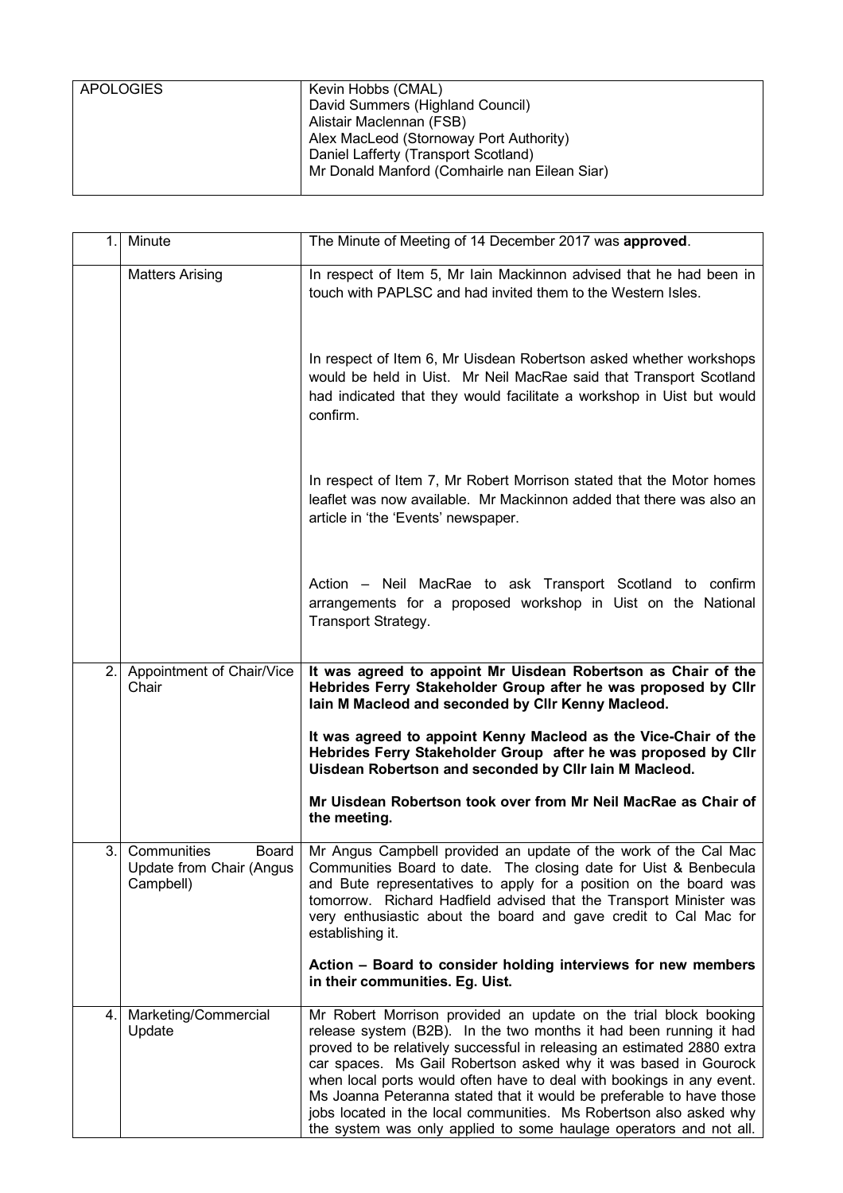| APOLOGIES | Kevin Hobbs (CMAL)<br>David Summers (Highland Council)<br>Alistair Maclennan (FSB)<br>Alex MacLeod (Stornoway Port Authority)<br>Daniel Lafferty (Transport Scotland)<br>Mr Donald Manford (Comhairle nan Eilean Siar) |
|---|---|

| | | |
|---|---|---|
| 1. | Minute | The Minute of Meeting of 14 December 2017 was **approved**. |
| | Matters Arising | In respect of Item 5, Mr Iain Mackinnon advised that he had been in touch with PAPLSC and had invited them to the Western Isles.<br><br>In respect of Item 6, Mr Uisdean Robertson asked whether workshops would be held in Uist. Mr Neil MacRae said that Transport Scotland had indicated that they would facilitate a workshop in Uist but would confirm.<br><br>In respect of Item 7, Mr Robert Morrison stated that the Motor homes leaflet was now available. Mr Mackinnon added that there was also an article in 'the 'Events' newspaper.<br><br>Action – Neil MacRae to ask Transport Scotland to confirm arrangements for a proposed workshop in Uist on the National Transport Strategy. |
| 2. | Appointment of Chair/Vice Chair | **It was agreed to appoint Mr Uisdean Robertson as Chair of the Hebrides Ferry Stakeholder Group after he was proposed by Cllr Iain M Macleod and seconded by Cllr Kenny Macleod.**<br><br>**It was agreed to appoint Kenny Macleod as the Vice-Chair of the Hebrides Ferry Stakeholder Group after he was proposed by Cllr Uisdean Robertson and seconded by Cllr Iain M Macleod.**<br><br>**Mr Uisdean Robertson took over from Mr Neil MacRae as Chair of the meeting.** |
| 3. | Communities Board Update from Chair (Angus Campbell) | Mr Angus Campbell provided an update of the work of the Cal Mac Communities Board to date. The closing date for Uist & Benbecula and Bute representatives to apply for a position on the board was tomorrow. Richard Hadfield advised that the Transport Minister was very enthusiastic about the board and gave credit to Cal Mac for establishing it.<br><br>**Action – Board to consider holding interviews for new members in their communities. Eg. Uist.** |
| 4. | Marketing/Commercial Update | Mr Robert Morrison provided an update on the trial block booking release system (B2B). In the two months it had been running it had proved to be relatively successful in releasing an estimated 2880 extra car spaces. Ms Gail Robertson asked why it was based in Gourock when local ports would often have to deal with bookings in any event. Ms Joanna Peteranna stated that it would be preferable to have those jobs located in the local communities. Ms Robertson also asked why the system was only applied to some haulage operators and not all. |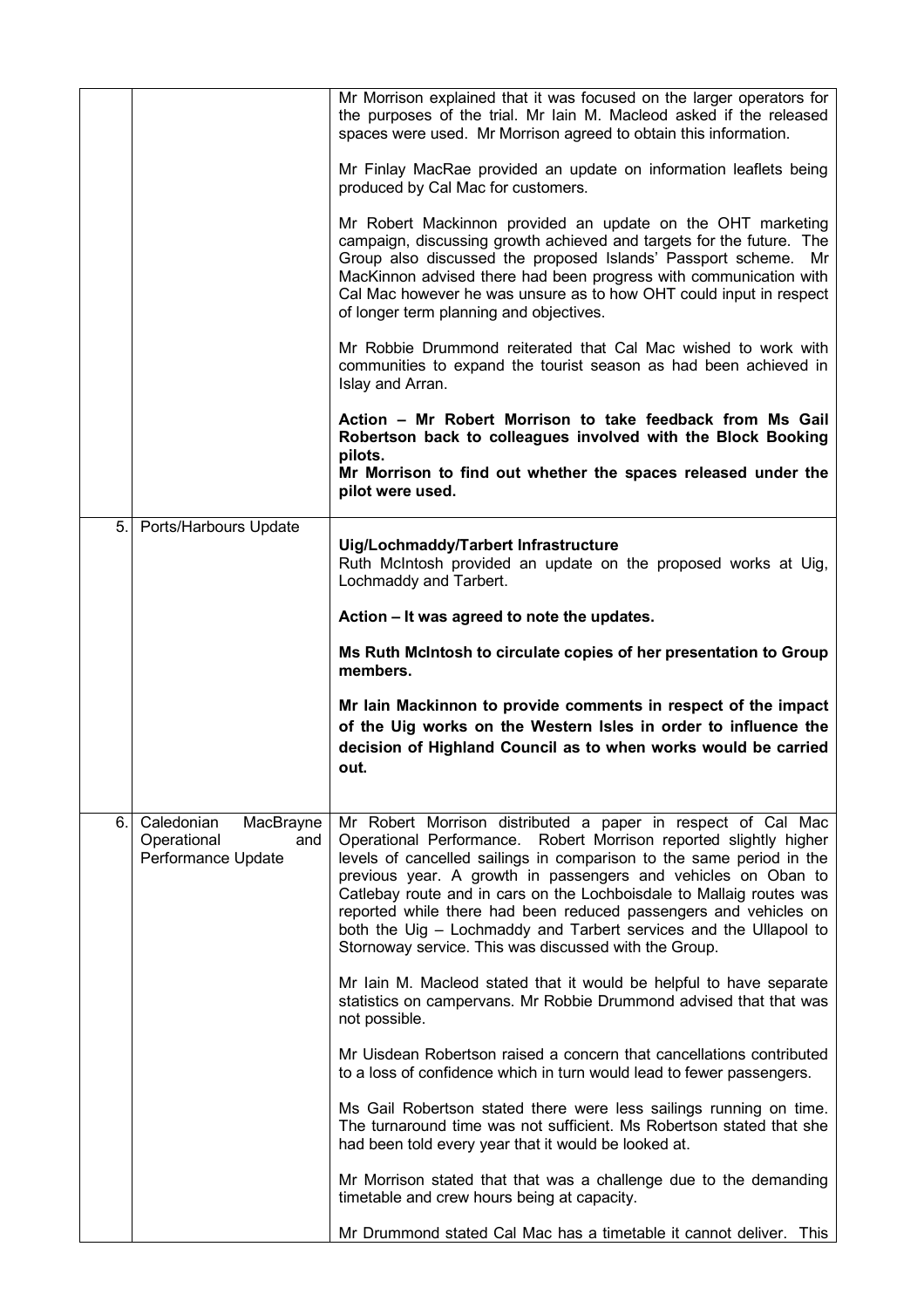| | | |
|---|---|---|
| | | Mr Morrison explained that it was focused on the larger operators for the purposes of the trial. Mr Iain M. Macleod asked if the released spaces were used. Mr Morrison agreed to obtain this information.<br><br>Mr Finlay MacRae provided an update on information leaflets being produced by Cal Mac for customers.<br><br>Mr Robert Mackinnon provided an update on the OHT marketing campaign, discussing growth achieved and targets for the future. The Group also discussed the proposed Islands' Passport scheme. Mr MacKinnon advised there had been progress with communication with Cal Mac however he was unsure as to how OHT could input in respect of longer term planning and objectives.<br><br>Mr Robbie Drummond reiterated that Cal Mac wished to work with communities to expand the tourist season as had been achieved in Islay and Arran.<br><br>**Action – Mr Robert Morrison to take feedback from Ms Gail Robertson back to colleagues involved with the Block Booking pilots.**<br>**Mr Morrison to find out whether the spaces released under the pilot were used.** |
| 5. | Ports/Harbours Update | **Uig/Lochmaddy/Tarbert Infrastructure**<br>Ruth McIntosh provided an update on the proposed works at Uig, Lochmaddy and Tarbert.<br><br>**Action – It was agreed to note the updates.**<br><br>**Ms Ruth McIntosh to circulate copies of her presentation to Group members.**<br><br>**Mr Iain Mackinnon to provide comments in respect of the impact of the Uig works on the Western Isles in order to influence the decision of Highland Council as to when works would be carried out.** |
| 6. | Caledonian MacBrayne Operational and Performance Update | Mr Robert Morrison distributed a paper in respect of Cal Mac Operational Performance. Robert Morrison reported slightly higher levels of cancelled sailings in comparison to the same period in the previous year. A growth in passengers and vehicles on Oban to Catlebay route and in cars on the Lochboisdale to Mallaig routes was reported while there had been reduced passengers and vehicles on both the Uig – Lochmaddy and Tarbert services and the Ullapool to Stornoway service. This was discussed with the Group.<br><br>Mr Iain M. Macleod stated that it would be helpful to have separate statistics on campervans. Mr Robbie Drummond advised that that was not possible.<br><br>Mr Uisdean Robertson raised a concern that cancellations contributed to a loss of confidence which in turn would lead to fewer passengers.<br><br>Ms Gail Robertson stated there were less sailings running on time. The turnaround time was not sufficient. Ms Robertson stated that she had been told every year that it would be looked at.<br><br>Mr Morrison stated that that was a challenge due to the demanding timetable and crew hours being at capacity.<br><br>Mr Drummond stated Cal Mac has a timetable it cannot deliver. This |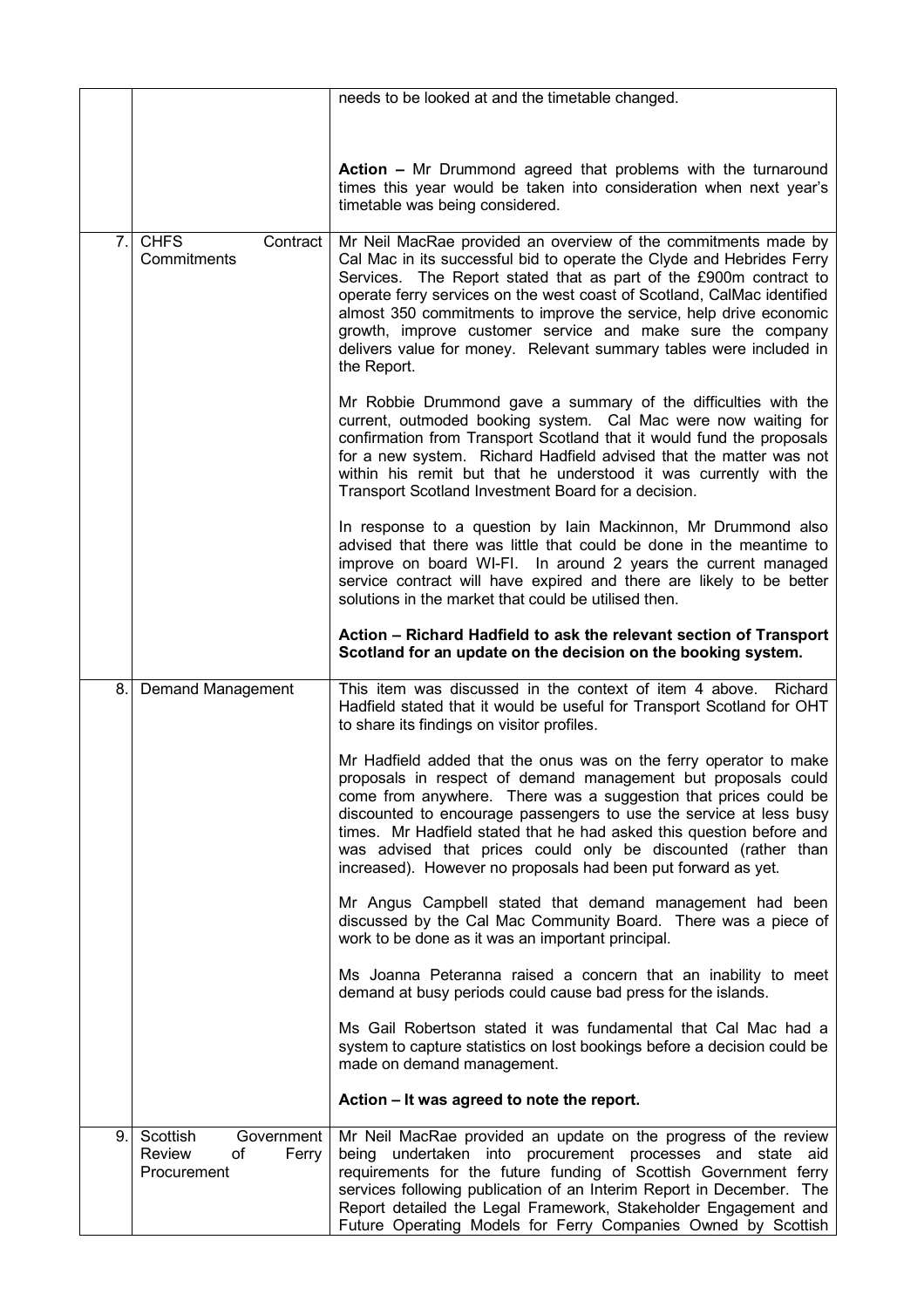| | | |
|---|---|---|
| | | needs to be looked at and the timetable changed.<br><br>**Action –** Mr Drummond agreed that problems with the turnaround times this year would be taken into consideration when next year's timetable was being considered. |
| 7. | CHFS Contract Commitments | Mr Neil MacRae provided an overview of the commitments made by Cal Mac in its successful bid to operate the Clyde and Hebrides Ferry Services. The Report stated that as part of the £900m contract to operate ferry services on the west coast of Scotland, CalMac identified almost 350 commitments to improve the service, help drive economic growth, improve customer service and make sure the company delivers value for money. Relevant summary tables were included in the Report.<br><br>Mr Robbie Drummond gave a summary of the difficulties with the current, outmoded booking system. Cal Mac were now waiting for confirmation from Transport Scotland that it would fund the proposals for a new system. Richard Hadfield advised that the matter was not within his remit but that he understood it was currently with the Transport Scotland Investment Board for a decision.<br><br>In response to a question by Iain Mackinnon, Mr Drummond also advised that there was little that could be done in the meantime to improve on board WI-FI. In around 2 years the current managed service contract will have expired and there are likely to be better solutions in the market that could be utilised then.<br><br>**Action – Richard Hadfield to ask the relevant section of Transport Scotland for an update on the decision on the booking system.** |
| 8. | Demand Management | This item was discussed in the context of item 4 above. Richard Hadfield stated that it would be useful for Transport Scotland for OHT to share its findings on visitor profiles.<br><br>Mr Hadfield added that the onus was on the ferry operator to make proposals in respect of demand management but proposals could come from anywhere. There was a suggestion that prices could be discounted to encourage passengers to use the service at less busy times. Mr Hadfield stated that he had asked this question before and was advised that prices could only be discounted (rather than increased). However no proposals had been put forward as yet.<br><br>Mr Angus Campbell stated that demand management had been discussed by the Cal Mac Community Board. There was a piece of work to be done as it was an important principal.<br><br>Ms Joanna Peteranna raised a concern that an inability to meet demand at busy periods could cause bad press for the islands.<br><br>Ms Gail Robertson stated it was fundamental that Cal Mac had a system to capture statistics on lost bookings before a decision could be made on demand management.<br><br>**Action – It was agreed to note the report.** |
| 9. | Scottish Government Review of Ferry Procurement | Mr Neil MacRae provided an update on the progress of the review being undertaken into procurement processes and state aid requirements for the future funding of Scottish Government ferry services following publication of an Interim Report in December. The Report detailed the Legal Framework, Stakeholder Engagement and Future Operating Models for Ferry Companies Owned by Scottish |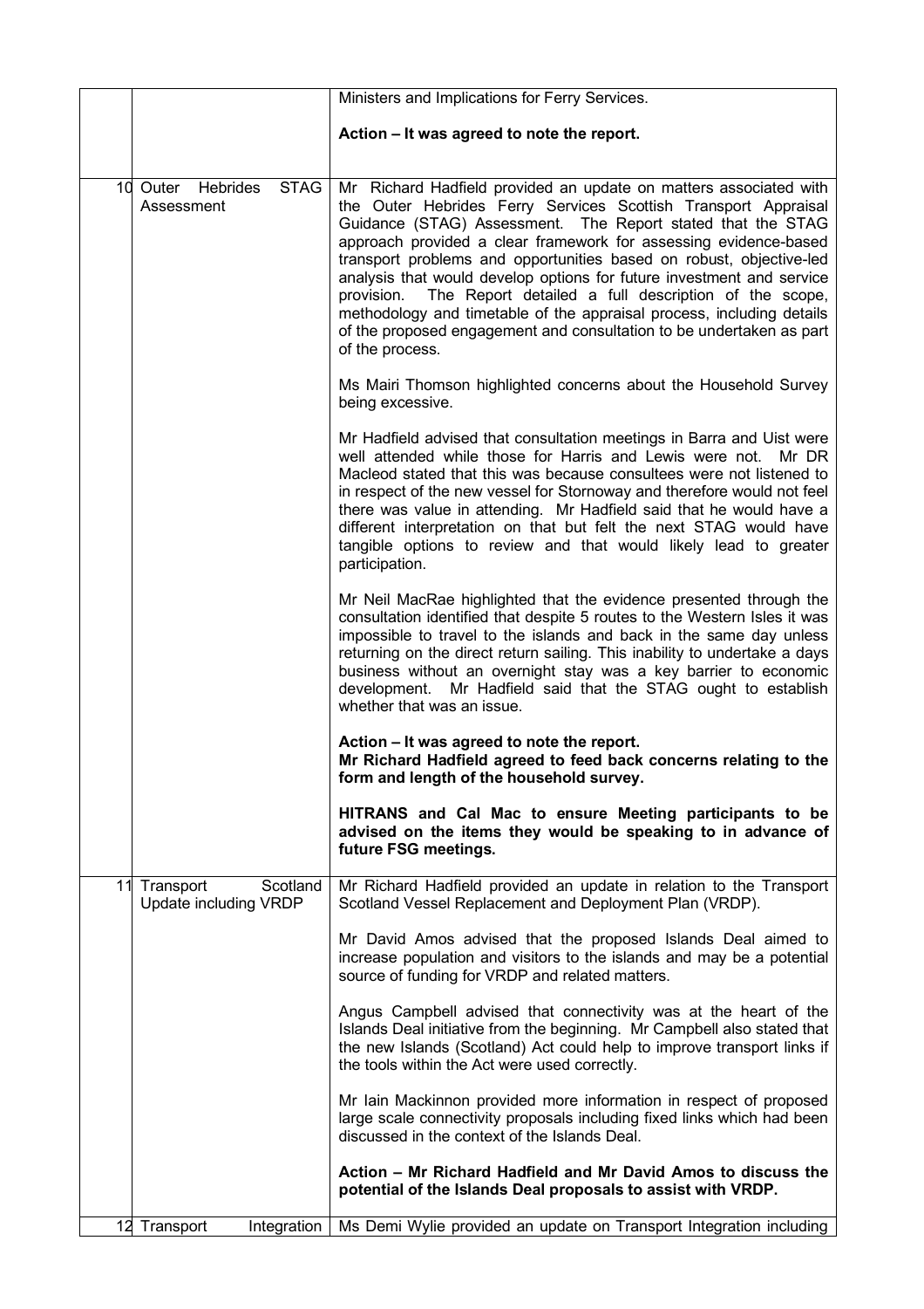| | | |
|---|---|---|
| | | Ministers and Implications for Ferry Services.<br><br>**Action – It was agreed to note the report.** |
| 10 | Outer Hebrides STAG Assessment | Mr Richard Hadfield provided an update on matters associated with the Outer Hebrides Ferry Services Scottish Transport Appraisal Guidance (STAG) Assessment. The Report stated that the STAG approach provided a clear framework for assessing evidence-based transport problems and opportunities based on robust, objective-led analysis that would develop options for future investment and service provision. The Report detailed a full description of the scope, methodology and timetable of the appraisal process, including details of the proposed engagement and consultation to be undertaken as part of the process.<br><br>Ms Mairi Thomson highlighted concerns about the Household Survey being excessive.<br><br>Mr Hadfield advised that consultation meetings in Barra and Uist were well attended while those for Harris and Lewis were not. Mr DR Macleod stated that this was because consultees were not listened to in respect of the new vessel for Stornoway and therefore would not feel there was value in attending. Mr Hadfield said that he would have a different interpretation on that but felt the next STAG would have tangible options to review and that would likely lead to greater participation.<br><br>Mr Neil MacRae highlighted that the evidence presented through the consultation identified that despite 5 routes to the Western Isles it was impossible to travel to the islands and back in the same day unless returning on the direct return sailing. This inability to undertake a days business without an overnight stay was a key barrier to economic development. Mr Hadfield said that the STAG ought to establish whether that was an issue.<br><br>**Action – It was agreed to note the report.**<br>**Mr Richard Hadfield agreed to feed back concerns relating to the form and length of the household survey.**<br><br>**HITRANS and Cal Mac to ensure Meeting participants to be advised on the items they would be speaking to in advance of future FSG meetings.** |
| 11 | Transport Scotland Update including VRDP | Mr Richard Hadfield provided an update in relation to the Transport Scotland Vessel Replacement and Deployment Plan (VRDP).<br><br>Mr David Amos advised that the proposed Islands Deal aimed to increase population and visitors to the islands and may be a potential source of funding for VRDP and related matters.<br><br>Angus Campbell advised that connectivity was at the heart of the Islands Deal initiative from the beginning. Mr Campbell also stated that the new Islands (Scotland) Act could help to improve transport links if the tools within the Act were used correctly.<br><br>Mr Iain Mackinnon provided more information in respect of proposed large scale connectivity proposals including fixed links which had been discussed in the context of the Islands Deal.<br><br>**Action – Mr Richard Hadfield and Mr David Amos to discuss the potential of the Islands Deal proposals to assist with VRDP.** |
| 12 | Transport Integration | Ms Demi Wylie provided an update on Transport Integration including |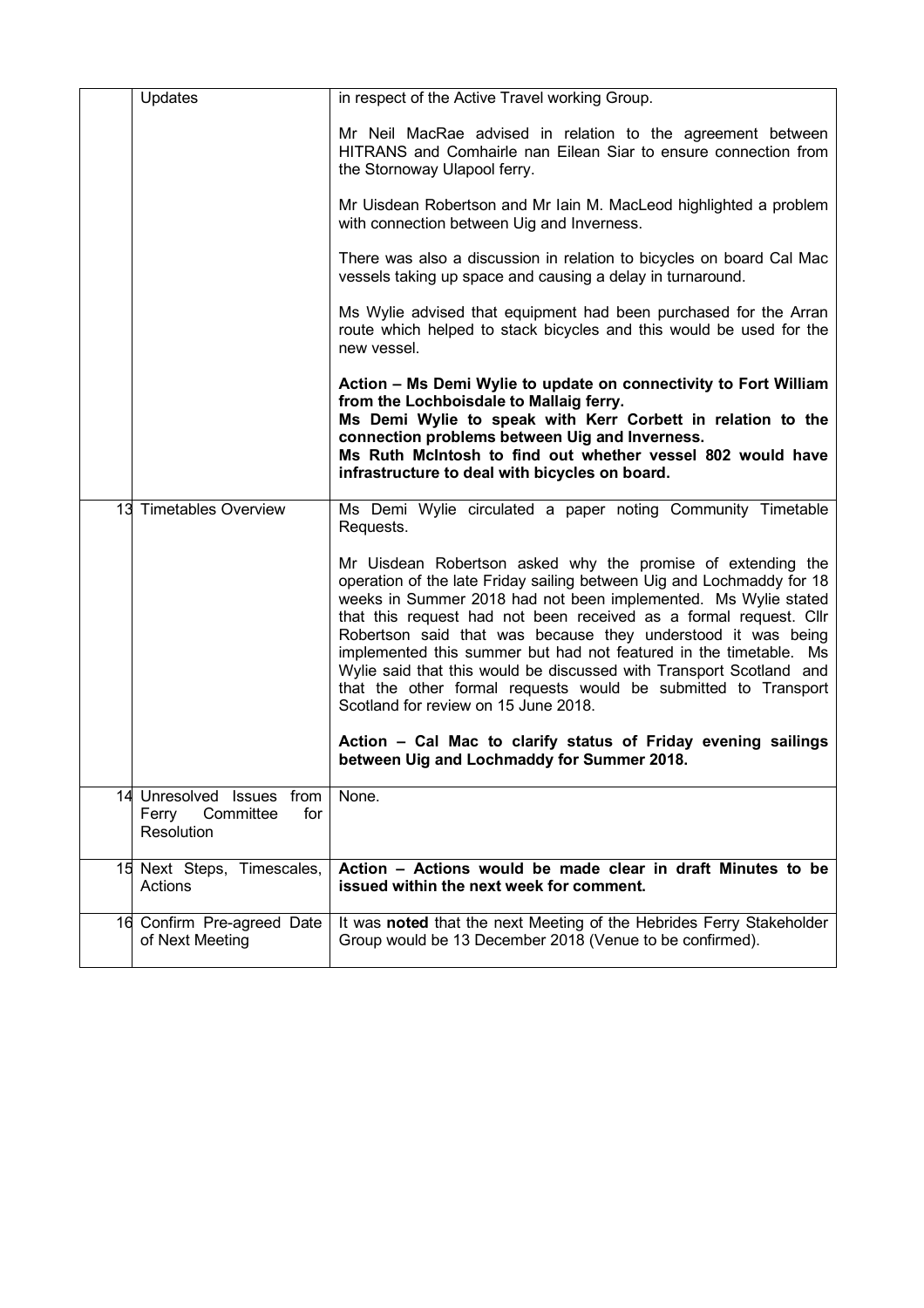| | | |
|---|---|---|
| | Updates | in respect of the Active Travel working Group.<br><br>Mr Neil MacRae advised in relation to the agreement between HITRANS and Comhairle nan Eilean Siar to ensure connection from the Stornoway Ulapool ferry.<br><br>Mr Uisdean Robertson and Mr Iain M. MacLeod highlighted a problem with connection between Uig and Inverness.<br><br>There was also a discussion in relation to bicycles on board Cal Mac vessels taking up space and causing a delay in turnaround.<br><br>Ms Wylie advised that equipment had been purchased for the Arran route which helped to stack bicycles and this would be used for the new vessel.<br><br>**Action – Ms Demi Wylie to update on connectivity to Fort William from the Lochboisdale to Mallaig ferry.**<br>**Ms Demi Wylie to speak with Kerr Corbett in relation to the connection problems between Uig and Inverness.**<br>**Ms Ruth McIntosh to find out whether vessel 802 would have infrastructure to deal with bicycles on board.** |
| 13 | Timetables Overview | Ms Demi Wylie circulated a paper noting Community Timetable Requests.<br><br>Mr Uisdean Robertson asked why the promise of extending the operation of the late Friday sailing between Uig and Lochmaddy for 18 weeks in Summer 2018 had not been implemented. Ms Wylie stated that this request had not been received as a formal request. Cllr Robertson said that was because they understood it was being implemented this summer but had not featured in the timetable. Ms Wylie said that this would be discussed with Transport Scotland and that the other formal requests would be submitted to Transport Scotland for review on 15 June 2018.<br><br>**Action – Cal Mac to clarify status of Friday evening sailings between Uig and Lochmaddy for Summer 2018.** |
| 14 | Unresolved Issues from Ferry Committee for Resolution | None. |
| 15 | Next Steps, Timescales, Actions | **Action – Actions would be made clear in draft Minutes to be issued within the next week for comment.** |
| 16 | Confirm Pre-agreed Date of Next Meeting | It was **noted** that the next Meeting of the Hebrides Ferry Stakeholder Group would be 13 December 2018 (Venue to be confirmed). |